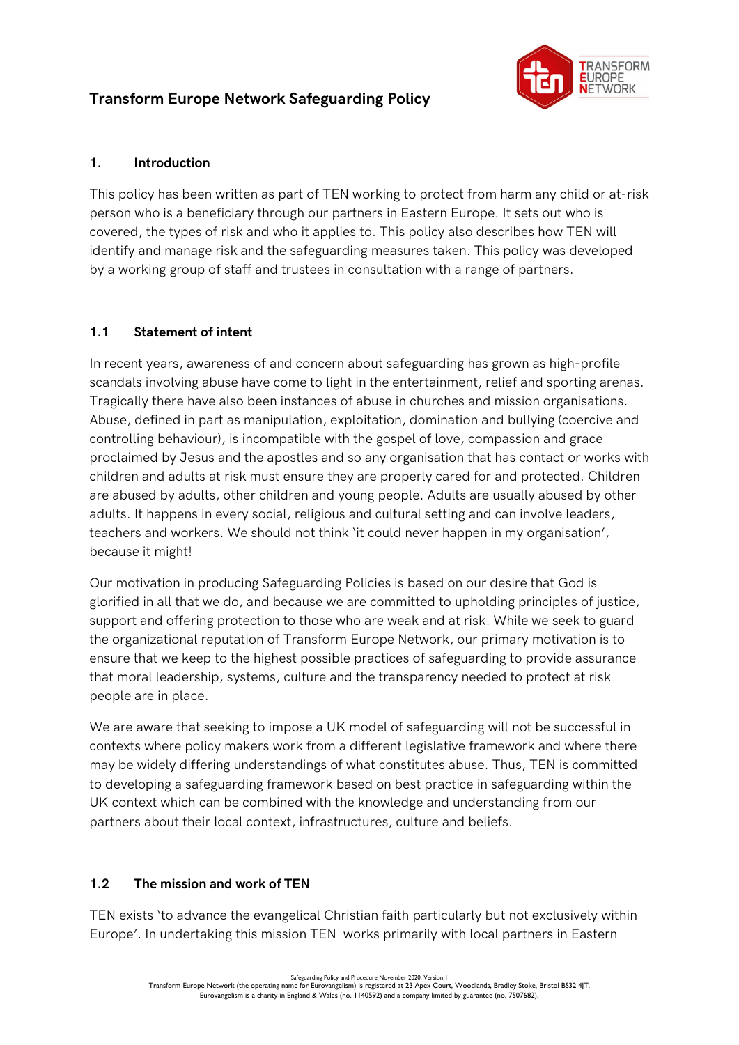# Transform Europe Network Safeguarding Policy

## 1. Introduction

This policy has been written as part of TEN working to protect from harm any child or at-risk person who is a beneficiary through our partners in Eastern Europe. It sets out who is covered, the types of risk and who it applies to. This policy also describes how TEN will identify and manage risk and the safeguarding measures taken. This policy was developed by a working group of staff and trustees in consultation with a range of partners.

### 1.1 Statement of intent

In recent years, awareness of and concern about safeguarding has grown as high-profile scandals involving abuse have come to light in the entertainment, relief and sporting arenas. Tragically there have also been instances of abuse in churches and mission organisations. Abuse, defined in part as manipulation, exploitation, domination and bullying (coercive and controlling behaviour), is incompatible with the gospel of love, compassion and grace proclaimed by Jesus and the apostles and so any organisation that has contact or works with children and adults at risk must ensure they are properly cared for and protected. Children are abused by adults, other children and young people. Adults are usually abused by other adults. It happens in every social, religious and cultural setting and can involve leaders, teachers and workers. We should not think 'it could never happen in my organisation', because it might!

Our motivation in producing Safeguarding Policies is based on our desire that God is glorified in all that we do, and because we are committed to upholding principles of justice, support and offering protection to those who are weak and at risk. While we seek to guard the organizational reputation of Transform Europe Network, our primary motivation is to ensure that we keep to the highest possible practices of safeguarding to provide assurance that moral leadership, systems, culture and the transparency needed to protect at risk people are in place.

We are aware that seeking to impose a UK model of safeguarding will not be successful in contexts where policy makers work from a different legislative framework and where there may be widely differing understandings of what constitutes abuse. Thus, TEN is committed to developing a safeguarding framework based on best practice in safeguarding within the UK context which can be combined with the knowledge and understanding from our partners about their local context, infrastructures, culture and beliefs.

### 1.2 The mission and work of TEN

TEN exists 'to advance the evangelical Christian faith particularly but not exclusively within Europe'. In undertaking this mission TEN works primarily with local partners in Eastern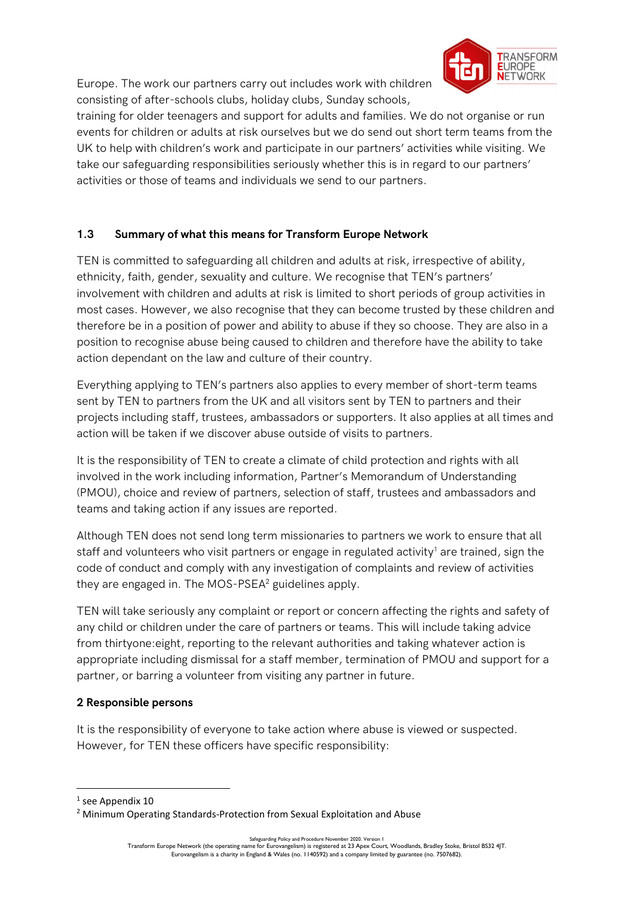Europe. The work our partners carry out includes work with children consisting of after-schools clubs, holiday clubs, Sunday schools, training for older teenagers and support for adults and families. We do not organise or run events for children or adults at risk ourselves but we do send out short term teams from the UK to help with children's work and participate in our partners' activities while visiting. We take our safeguarding responsibilities seriously whether this is in regard to our partners' activities or those of teams and individuals we send to our partners.

### 1.3 Summary of what this means for Transform Europe Network

TEN is committed to safeguarding all children and adults at risk, irrespective of ability, ethnicity, faith, gender, sexuality and culture. We recognise that TEN's partners' involvement with children and adults at risk is limited to short periods of group activities in most cases. However, we also recognise that they can become trusted by these children and therefore be in a position of power and ability to abuse if they so choose. They are also in a position to recognise abuse being caused to children and therefore have the ability to take action dependant on the law and culture of their country.

Everything applying to TEN's partners also applies to every member of short-term teams sent by TEN to partners from the UK and all visitors sent by TEN to partners and their projects including staff, trustees, ambassadors or supporters. It also applies at all times and action will be taken if we discover abuse outside of visits to partners.

It is the responsibility of TEN to create a climate of child protection and rights with all involved in the work including information, Partner's Memorandum of Understanding (PMOU), choice and review of partners, selection of staff, trustees and ambassadors and teams and taking action if any issues are reported.

Although TEN does not send long term missionaries to partners we work to ensure that all staff and volunteers who visit partners or engage in regulated activity[1] are trained, sign the code of conduct and comply with any investigation of complaints and review of activities they are engaged in. The MOS-PSEA[2] guidelines apply.

TEN will take seriously any complaint or report or concern affecting the rights and safety of any child or children under the care of partners or teams. This will include taking advice from thirtyone:eight, reporting to the relevant authorities and taking whatever action is appropriate including dismissal for a staff member, termination of PMOU and support for a partner, or barring a volunteer from visiting any partner in future.

## 2 Responsible persons

It is the responsibility of everyone to take action where abuse is viewed or suspected. However, for TEN these officers have specific responsibility:

[1] see Appendix 10

[2] Minimum Operating Standards-Protection from Sexual Exploitation and Abuse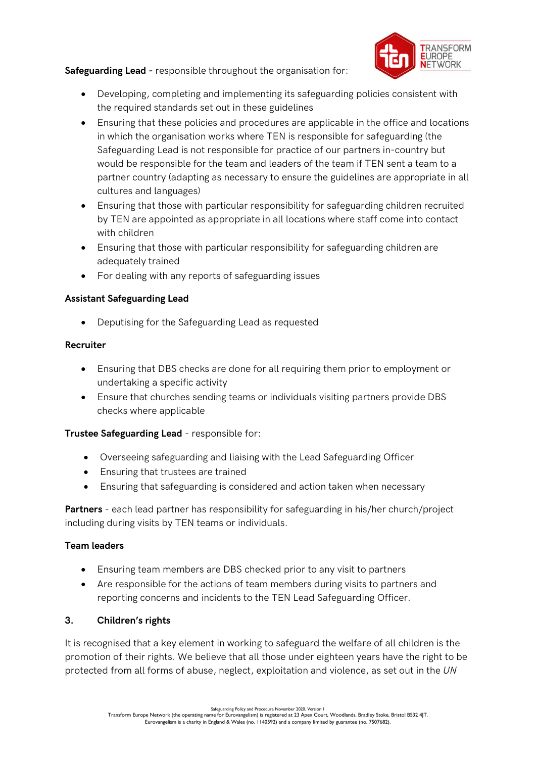**Safeguarding Lead -** responsible throughout the organisation for:

- Developing, completing and implementing its safeguarding policies consistent with the required standards set out in these guidelines
- Ensuring that these policies and procedures are applicable in the office and locations in which the organisation works where TEN is responsible for safeguarding (the Safeguarding Lead is not responsible for practice of our partners in-country but would be responsible for the team and leaders of the team if TEN sent a team to a partner country (adapting as necessary to ensure the guidelines are appropriate in all cultures and languages)
- Ensuring that those with particular responsibility for safeguarding children recruited by TEN are appointed as appropriate in all locations where staff come into contact with children
- Ensuring that those with particular responsibility for safeguarding children are adequately trained
- For dealing with any reports of safeguarding issues

**Assistant Safeguarding Lead**

- Deputising for the Safeguarding Lead as requested

**Recruiter**

- Ensuring that DBS checks are done for all requiring them prior to employment or undertaking a specific activity
- Ensure that churches sending teams or individuals visiting partners provide DBS checks where applicable

**Trustee Safeguarding Lead** - responsible for:

- Overseeing safeguarding and liaising with the Lead Safeguarding Officer
- Ensuring that trustees are trained
- Ensuring that safeguarding is considered and action taken when necessary

**Partners** - each lead partner has responsibility for safeguarding in his/her church/project including during visits by TEN teams or individuals.

**Team leaders**

- Ensuring team members are DBS checked prior to any visit to partners
- Are responsible for the actions of team members during visits to partners and reporting concerns and incidents to the TEN Lead Safeguarding Officer.

## 3. Children's rights

It is recognised that a key element in working to safeguard the welfare of all children is the promotion of their rights. We believe that all those under eighteen years have the right to be protected from all forms of abuse, neglect, exploitation and violence, as set out in the *UN*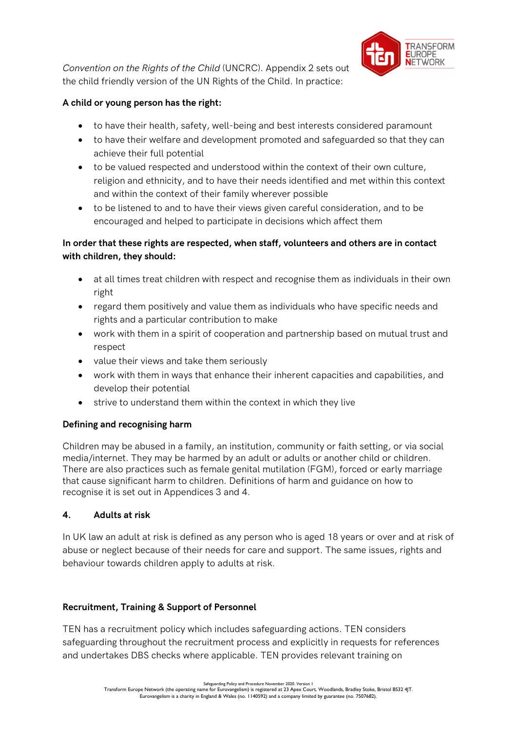*Convention on the Rights of the Child* (UNCRC). Appendix 2 sets out the child friendly version of the UN Rights of the Child. In practice:

**A child or young person has the right:**

- to have their health, safety, well-being and best interests considered paramount
- to have their welfare and development promoted and safeguarded so that they can achieve their full potential
- to be valued respected and understood within the context of their own culture, religion and ethnicity, and to have their needs identified and met within this context and within the context of their family wherever possible
- to be listened to and to have their views given careful consideration, and to be encouraged and helped to participate in decisions which affect them

**In order that these rights are respected, when staff, volunteers and others are in contact with children, they should:**

- at all times treat children with respect and recognise them as individuals in their own right
- regard them positively and value them as individuals who have specific needs and rights and a particular contribution to make
- work with them in a spirit of cooperation and partnership based on mutual trust and respect
- value their views and take them seriously
- work with them in ways that enhance their inherent capacities and capabilities, and develop their potential
- strive to understand them within the context in which they live

**Defining and recognising harm**

Children may be abused in a family, an institution, community or faith setting, or via social media/internet. They may be harmed by an adult or adults or another child or children. There are also practices such as female genital mutilation (FGM), forced or early marriage that cause significant harm to children. Definitions of harm and guidance on how to recognise it is set out in Appendices 3 and 4.

## 4. Adults at risk

In UK law an adult at risk is defined as any person who is aged 18 years or over and at risk of abuse or neglect because of their needs for care and support. The same issues, rights and behaviour towards children apply to adults at risk.

**Recruitment, Training & Support of Personnel**

TEN has a recruitment policy which includes safeguarding actions. TEN considers safeguarding throughout the recruitment process and explicitly in requests for references and undertakes DBS checks where applicable. TEN provides relevant training on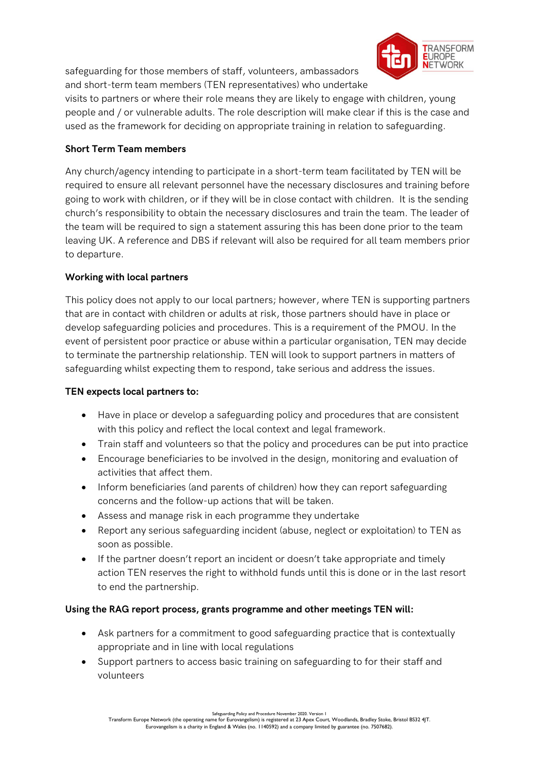safeguarding for those members of staff, volunteers, ambassadors and short-term team members (TEN representatives) who undertake visits to partners or where their role means they are likely to engage with children, young people and / or vulnerable adults. The role description will make clear if this is the case and used as the framework for deciding on appropriate training in relation to safeguarding.

**Short Term Team members**

Any church/agency intending to participate in a short-term team facilitated by TEN will be required to ensure all relevant personnel have the necessary disclosures and training before going to work with children, or if they will be in close contact with children. It is the sending church's responsibility to obtain the necessary disclosures and train the team. The leader of the team will be required to sign a statement assuring this has been done prior to the team leaving UK. A reference and DBS if relevant will also be required for all team members prior to departure.

**Working with local partners**

This policy does not apply to our local partners; however, where TEN is supporting partners that are in contact with children or adults at risk, those partners should have in place or develop safeguarding policies and procedures. This is a requirement of the PMOU. In the event of persistent poor practice or abuse within a particular organisation, TEN may decide to terminate the partnership relationship. TEN will look to support partners in matters of safeguarding whilst expecting them to respond, take serious and address the issues.

**TEN expects local partners to:**

- Have in place or develop a safeguarding policy and procedures that are consistent with this policy and reflect the local context and legal framework.
- Train staff and volunteers so that the policy and procedures can be put into practice
- Encourage beneficiaries to be involved in the design, monitoring and evaluation of activities that affect them.
- Inform beneficiaries (and parents of children) how they can report safeguarding concerns and the follow-up actions that will be taken.
- Assess and manage risk in each programme they undertake
- Report any serious safeguarding incident (abuse, neglect or exploitation) to TEN as soon as possible.
- If the partner doesn't report an incident or doesn't take appropriate and timely action TEN reserves the right to withhold funds until this is done or in the last resort to end the partnership.

**Using the RAG report process, grants programme and other meetings TEN will:**

- Ask partners for a commitment to good safeguarding practice that is contextually appropriate and in line with local regulations
- Support partners to access basic training on safeguarding to for their staff and volunteers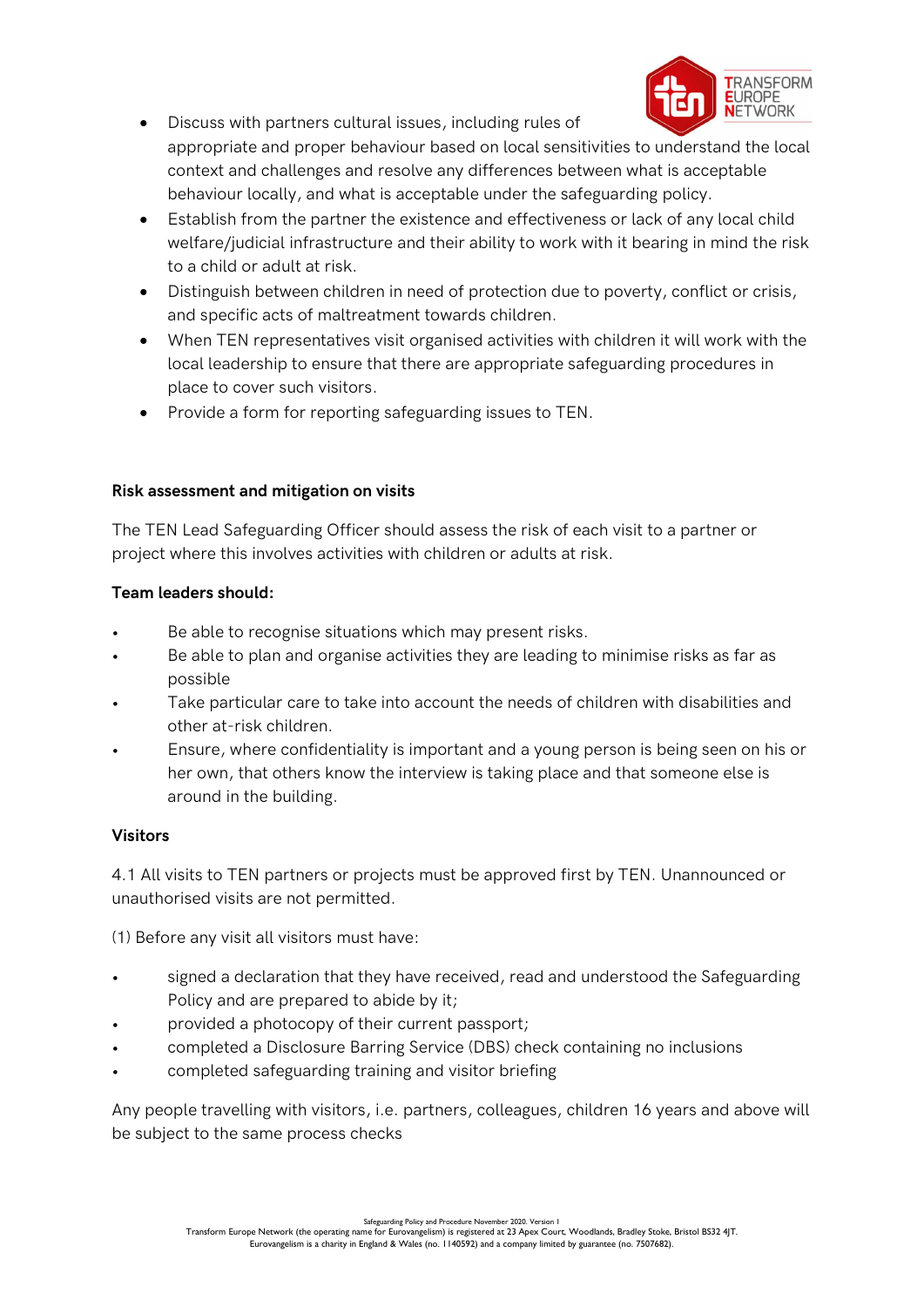- Discuss with partners cultural issues, including rules of appropriate and proper behaviour based on local sensitivities to understand the local context and challenges and resolve any differences between what is acceptable behaviour locally, and what is acceptable under the safeguarding policy.
- Establish from the partner the existence and effectiveness or lack of any local child welfare/judicial infrastructure and their ability to work with it bearing in mind the risk to a child or adult at risk.
- Distinguish between children in need of protection due to poverty, conflict or crisis, and specific acts of maltreatment towards children.
- When TEN representatives visit organised activities with children it will work with the local leadership to ensure that there are appropriate safeguarding procedures in place to cover such visitors.
- Provide a form for reporting safeguarding issues to TEN.

**Risk assessment and mitigation on visits**

The TEN Lead Safeguarding Officer should assess the risk of each visit to a partner or project where this involves activities with children or adults at risk.

**Team leaders should:**

- Be able to recognise situations which may present risks.
- Be able to plan and organise activities they are leading to minimise risks as far as possible
- Take particular care to take into account the needs of children with disabilities and other at-risk children.
- Ensure, where confidentiality is important and a young person is being seen on his or her own, that others know the interview is taking place and that someone else is around in the building.

**Visitors**

4.1 All visits to TEN partners or projects must be approved first by TEN. Unannounced or unauthorised visits are not permitted.

(1) Before any visit all visitors must have:

- signed a declaration that they have received, read and understood the Safeguarding Policy and are prepared to abide by it;
- provided a photocopy of their current passport;
- completed a Disclosure Barring Service (DBS) check containing no inclusions
- completed safeguarding training and visitor briefing

Any people travelling with visitors, i.e. partners, colleagues, children 16 years and above will be subject to the same process checks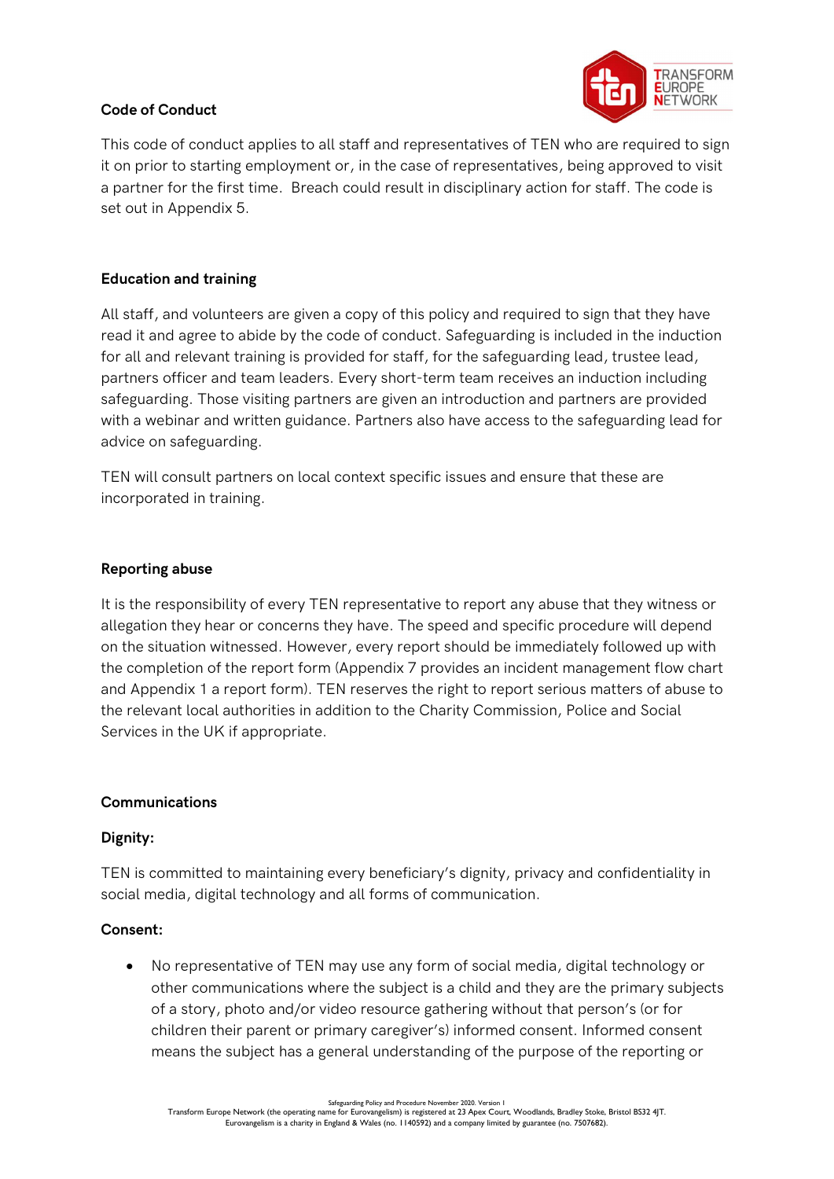**Code of Conduct**

This code of conduct applies to all staff and representatives of TEN who are required to sign it on prior to starting employment or, in the case of representatives, being approved to visit a partner for the first time. Breach could result in disciplinary action for staff. The code is set out in Appendix 5.

**Education and training**

All staff, and volunteers are given a copy of this policy and required to sign that they have read it and agree to abide by the code of conduct. Safeguarding is included in the induction for all and relevant training is provided for staff, for the safeguarding lead, trustee lead, partners officer and team leaders. Every short-term team receives an induction including safeguarding. Those visiting partners are given an introduction and partners are provided with a webinar and written guidance. Partners also have access to the safeguarding lead for advice on safeguarding.

TEN will consult partners on local context specific issues and ensure that these are incorporated in training.

**Reporting abuse**

It is the responsibility of every TEN representative to report any abuse that they witness or allegation they hear or concerns they have. The speed and specific procedure will depend on the situation witnessed. However, every report should be immediately followed up with the completion of the report form (Appendix 7 provides an incident management flow chart and Appendix 1 a report form). TEN reserves the right to report serious matters of abuse to the relevant local authorities in addition to the Charity Commission, Police and Social Services in the UK if appropriate.

**Communications**

**Dignity:**

TEN is committed to maintaining every beneficiary's dignity, privacy and confidentiality in social media, digital technology and all forms of communication.

**Consent:**

- No representative of TEN may use any form of social media, digital technology or other communications where the subject is a child and they are the primary subjects of a story, photo and/or video resource gathering without that person's (or for children their parent or primary caregiver's) informed consent. Informed consent means the subject has a general understanding of the purpose of the reporting or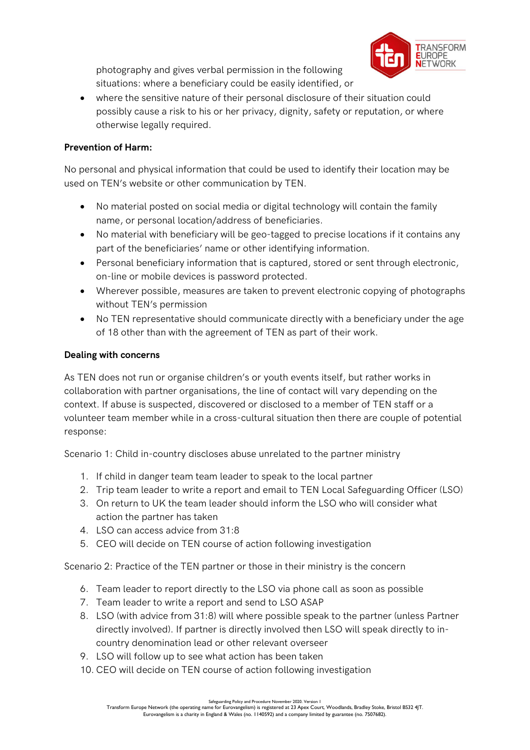photography and gives verbal permission in the following situations: where a beneficiary could be easily identified, or

- where the sensitive nature of their personal disclosure of their situation could possibly cause a risk to his or her privacy, dignity, safety or reputation, or where otherwise legally required.

**Prevention of Harm:**

No personal and physical information that could be used to identify their location may be used on TEN's website or other communication by TEN.

- No material posted on social media or digital technology will contain the family name, or personal location/address of beneficiaries.
- No material with beneficiary will be geo-tagged to precise locations if it contains any part of the beneficiaries' name or other identifying information.
- Personal beneficiary information that is captured, stored or sent through electronic, on-line or mobile devices is password protected.
- Wherever possible, measures are taken to prevent electronic copying of photographs without TEN's permission
- No TEN representative should communicate directly with a beneficiary under the age of 18 other than with the agreement of TEN as part of their work.

**Dealing with concerns**

As TEN does not run or organise children's or youth events itself, but rather works in collaboration with partner organisations, the line of contact will vary depending on the context. If abuse is suspected, discovered or disclosed to a member of TEN staff or a volunteer team member while in a cross-cultural situation then there are couple of potential response:

Scenario 1: Child in-country discloses abuse unrelated to the partner ministry

1. If child in danger team team leader to speak to the local partner
2. Trip team leader to write a report and email to TEN Local Safeguarding Officer (LSO)
3. On return to UK the team leader should inform the LSO who will consider what action the partner has taken
4. LSO can access advice from 31:8
5. CEO will decide on TEN course of action following investigation

Scenario 2: Practice of the TEN partner or those in their ministry is the concern

6. Team leader to report directly to the LSO via phone call as soon as possible
7. Team leader to write a report and send to LSO ASAP
8. LSO (with advice from 31:8) will where possible speak to the partner (unless Partner directly involved). If partner is directly involved then LSO will speak directly to in-country denomination lead or other relevant overseer
9. LSO will follow up to see what action has been taken
10. CEO will decide on TEN course of action following investigation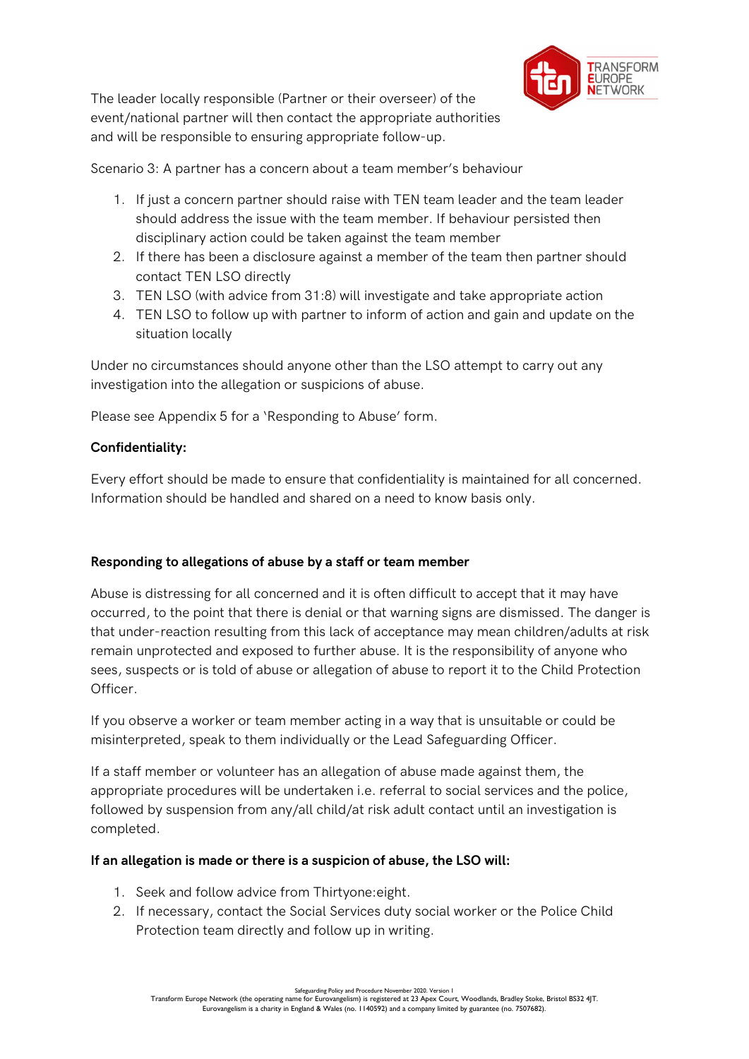The leader locally responsible (Partner or their overseer) of the event/national partner will then contact the appropriate authorities and will be responsible to ensuring appropriate follow-up.

Scenario 3: A partner has a concern about a team member's behaviour

1. If just a concern partner should raise with TEN team leader and the team leader should address the issue with the team member. If behaviour persisted then disciplinary action could be taken against the team member
2. If there has been a disclosure against a member of the team then partner should contact TEN LSO directly
3. TEN LSO (with advice from 31:8) will investigate and take appropriate action
4. TEN LSO to follow up with partner to inform of action and gain and update on the situation locally

Under no circumstances should anyone other than the LSO attempt to carry out any investigation into the allegation or suspicions of abuse.

Please see Appendix 5 for a 'Responding to Abuse' form.

**Confidentiality:**

Every effort should be made to ensure that confidentiality is maintained for all concerned. Information should be handled and shared on a need to know basis only.

**Responding to allegations of abuse by a staff or team member**

Abuse is distressing for all concerned and it is often difficult to accept that it may have occurred, to the point that there is denial or that warning signs are dismissed. The danger is that under-reaction resulting from this lack of acceptance may mean children/adults at risk remain unprotected and exposed to further abuse. It is the responsibility of anyone who sees, suspects or is told of abuse or allegation of abuse to report it to the Child Protection Officer.

If you observe a worker or team member acting in a way that is unsuitable or could be misinterpreted, speak to them individually or the Lead Safeguarding Officer.

If a staff member or volunteer has an allegation of abuse made against them, the appropriate procedures will be undertaken i.e. referral to social services and the police, followed by suspension from any/all child/at risk adult contact until an investigation is completed.

**If an allegation is made or there is a suspicion of abuse, the LSO will:**

1. Seek and follow advice from Thirtyone:eight.
2. If necessary, contact the Social Services duty social worker or the Police Child Protection team directly and follow up in writing.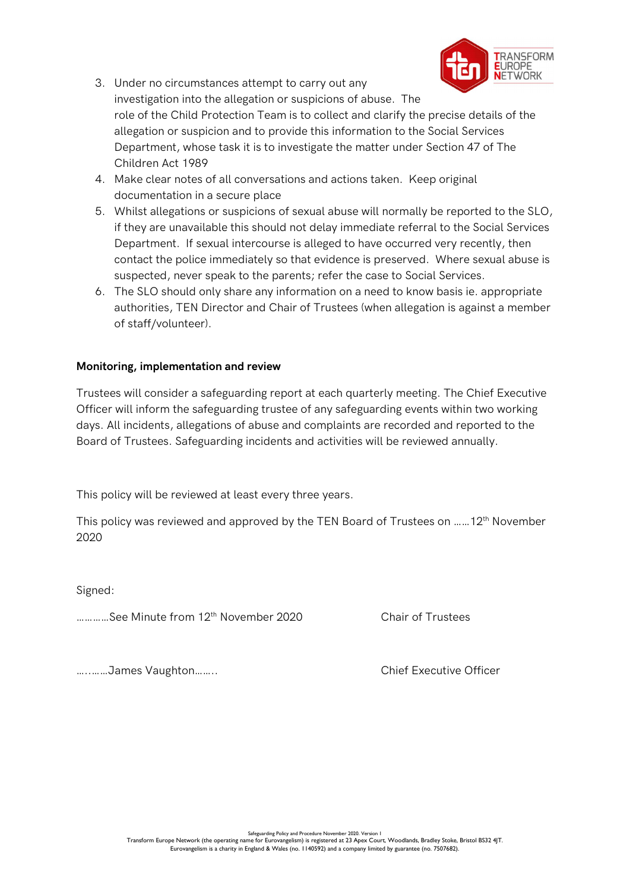3. Under no circumstances attempt to carry out any investigation into the allegation or suspicions of abuse. The role of the Child Protection Team is to collect and clarify the precise details of the allegation or suspicion and to provide this information to the Social Services Department, whose task it is to investigate the matter under Section 47 of The Children Act 1989
4. Make clear notes of all conversations and actions taken. Keep original documentation in a secure place
5. Whilst allegations or suspicions of sexual abuse will normally be reported to the SLO, if they are unavailable this should not delay immediate referral to the Social Services Department. If sexual intercourse is alleged to have occurred very recently, then contact the police immediately so that evidence is preserved. Where sexual abuse is suspected, never speak to the parents; refer the case to Social Services.
6. The SLO should only share any information on a need to know basis ie. appropriate authorities, TEN Director and Chair of Trustees (when allegation is against a member of staff/volunteer).

**Monitoring, implementation and review**

Trustees will consider a safeguarding report at each quarterly meeting. The Chief Executive Officer will inform the safeguarding trustee of any safeguarding events within two working days. All incidents, allegations of abuse and complaints are recorded and reported to the Board of Trustees. Safeguarding incidents and activities will be reviewed annually.

This policy will be reviewed at least every three years.

This policy was reviewed and approved by the TEN Board of Trustees on ……12th November 2020

Signed:

…………See Minute from 12th November 2020 Chair of Trustees

…..……James Vaughton…….. Chief Executive Officer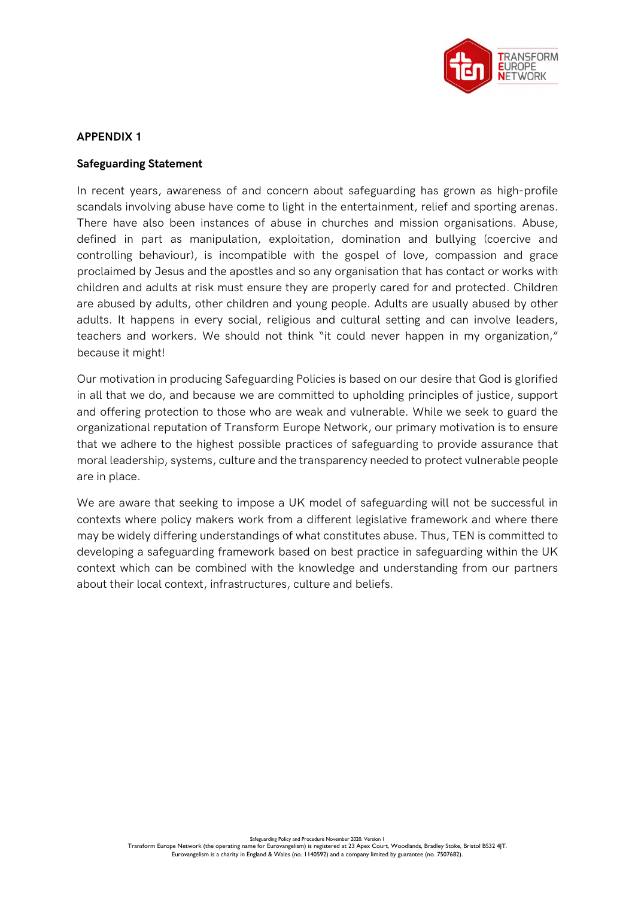## APPENDIX 1

### Safeguarding Statement

In recent years, awareness of and concern about safeguarding has grown as high-profile scandals involving abuse have come to light in the entertainment, relief and sporting arenas. There have also been instances of abuse in churches and mission organisations. Abuse, defined in part as manipulation, exploitation, domination and bullying (coercive and controlling behaviour), is incompatible with the gospel of love, compassion and grace proclaimed by Jesus and the apostles and so any organisation that has contact or works with children and adults at risk must ensure they are properly cared for and protected. Children are abused by adults, other children and young people. Adults are usually abused by other adults. It happens in every social, religious and cultural setting and can involve leaders, teachers and workers. We should not think "it could never happen in my organization," because it might!

Our motivation in producing Safeguarding Policies is based on our desire that God is glorified in all that we do, and because we are committed to upholding principles of justice, support and offering protection to those who are weak and vulnerable. While we seek to guard the organizational reputation of Transform Europe Network, our primary motivation is to ensure that we adhere to the highest possible practices of safeguarding to provide assurance that moral leadership, systems, culture and the transparency needed to protect vulnerable people are in place.

We are aware that seeking to impose a UK model of safeguarding will not be successful in contexts where policy makers work from a different legislative framework and where there may be widely differing understandings of what constitutes abuse. Thus, TEN is committed to developing a safeguarding framework based on best practice in safeguarding within the UK context which can be combined with the knowledge and understanding from our partners about their local context, infrastructures, culture and beliefs.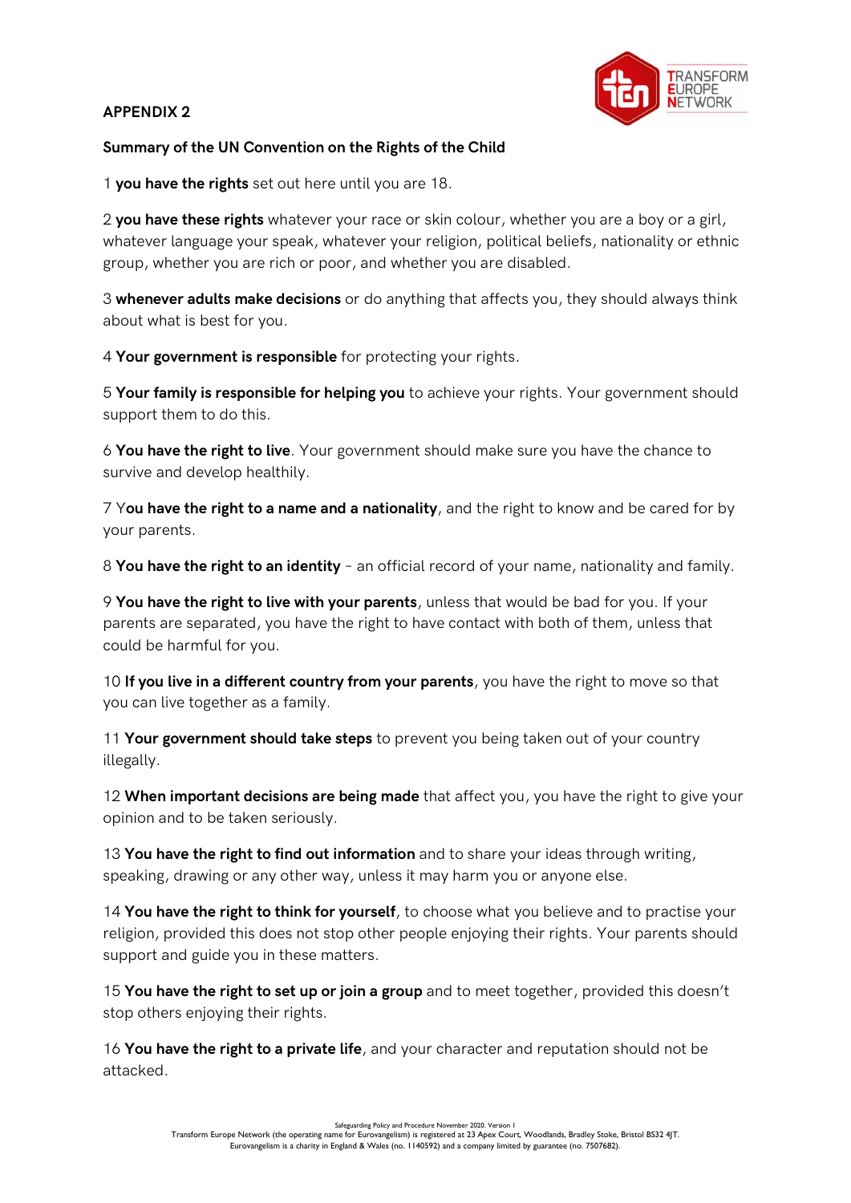**APPENDIX 2**

**Summary of the UN Convention on the Rights of the Child**

1 **you have the rights** set out here until you are 18.

2 **you have these rights** whatever your race or skin colour, whether you are a boy or a girl, whatever language your speak, whatever your religion, political beliefs, nationality or ethnic group, whether you are rich or poor, and whether you are disabled.

3 **whenever adults make decisions** or do anything that affects you, they should always think about what is best for you.

4 **Your government is responsible** for protecting your rights.

5 **Your family is responsible for helping you** to achieve your rights. Your government should support them to do this.

6 **You have the right to live**. Your government should make sure you have the chance to survive and develop healthily.

7 Y**ou have the right to a name and a nationality**, and the right to know and be cared for by your parents.

8 **You have the right to an identity** – an official record of your name, nationality and family.

9 **You have the right to live with your parents**, unless that would be bad for you. If your parents are separated, you have the right to have contact with both of them, unless that could be harmful for you.

10 **If you live in a different country from your parents**, you have the right to move so that you can live together as a family.

11 **Your government should take steps** to prevent you being taken out of your country illegally.

12 **When important decisions are being made** that affect you, you have the right to give your opinion and to be taken seriously.

13 **You have the right to find out information** and to share your ideas through writing, speaking, drawing or any other way, unless it may harm you or anyone else.

14 **You have the right to think for yourself**, to choose what you believe and to practise your religion, provided this does not stop other people enjoying their rights. Your parents should support and guide you in these matters.

15 **You have the right to set up or join a group** and to meet together, provided this doesn't stop others enjoying their rights.

16 **You have the right to a private life**, and your character and reputation should not be attacked.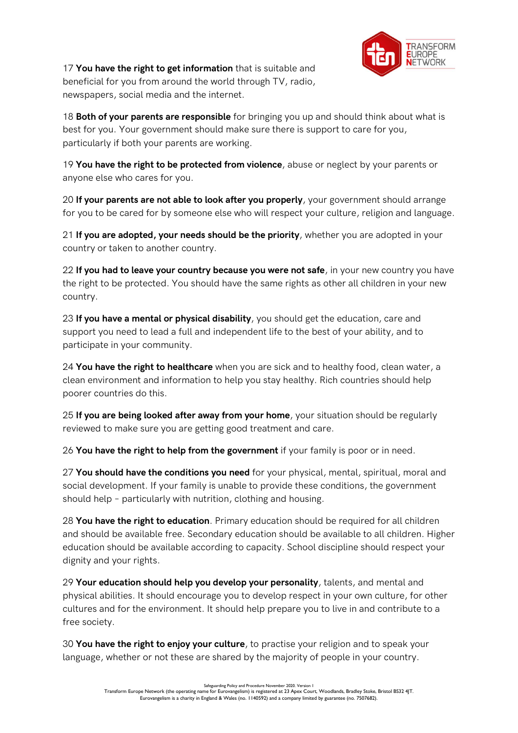17 **You have the right to get information** that is suitable and beneficial for you from around the world through TV, radio, newspapers, social media and the internet.

18 **Both of your parents are responsible** for bringing you up and should think about what is best for you. Your government should make sure there is support to care for you, particularly if both your parents are working.

19 **You have the right to be protected from violence**, abuse or neglect by your parents or anyone else who cares for you.

20 **If your parents are not able to look after you properly**, your government should arrange for you to be cared for by someone else who will respect your culture, religion and language.

21 **If you are adopted, your needs should be the priority**, whether you are adopted in your country or taken to another country.

22 **If you had to leave your country because you were not safe**, in your new country you have the right to be protected. You should have the same rights as other all children in your new country.

23 **If you have a mental or physical disability**, you should get the education, care and support you need to lead a full and independent life to the best of your ability, and to participate in your community.

24 **You have the right to healthcare** when you are sick and to healthy food, clean water, a clean environment and information to help you stay healthy. Rich countries should help poorer countries do this.

25 **If you are being looked after away from your home**, your situation should be regularly reviewed to make sure you are getting good treatment and care.

26 **You have the right to help from the government** if your family is poor or in need.

27 **You should have the conditions you need** for your physical, mental, spiritual, moral and social development. If your family is unable to provide these conditions, the government should help – particularly with nutrition, clothing and housing.

28 **You have the right to education**. Primary education should be required for all children and should be available free. Secondary education should be available to all children. Higher education should be available according to capacity. School discipline should respect your dignity and your rights.

29 **Your education should help you develop your personality**, talents, and mental and physical abilities. It should encourage you to develop respect in your own culture, for other cultures and for the environment. It should help prepare you to live in and contribute to a free society.

30 **You have the right to enjoy your culture**, to practise your religion and to speak your language, whether or not these are shared by the majority of people in your country.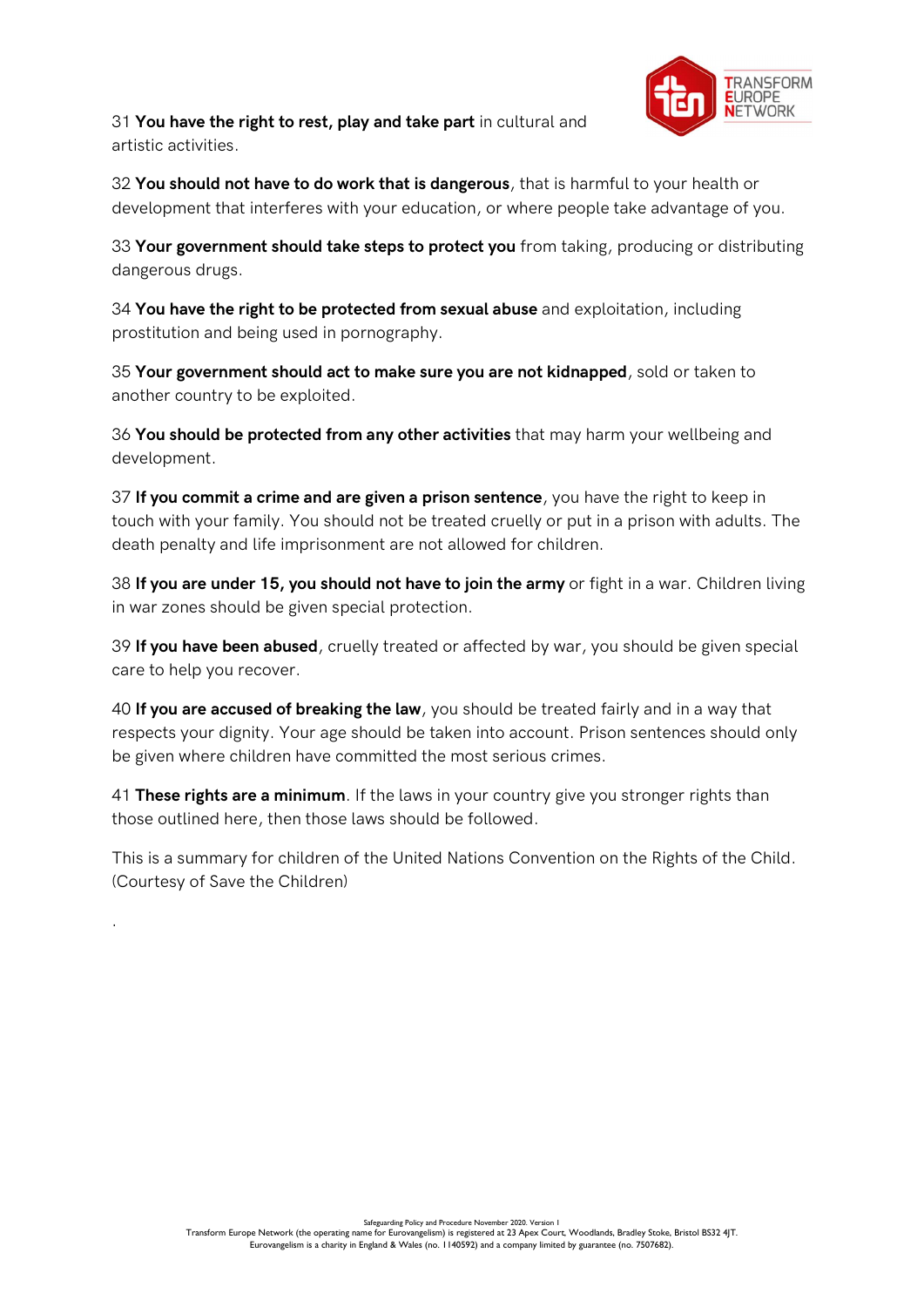31 **You have the right to rest, play and take part** in cultural and artistic activities.

32 **You should not have to do work that is dangerous**, that is harmful to your health or development that interferes with your education, or where people take advantage of you.

33 **Your government should take steps to protect you** from taking, producing or distributing dangerous drugs.

34 **You have the right to be protected from sexual abuse** and exploitation, including prostitution and being used in pornography.

35 **Your government should act to make sure you are not kidnapped**, sold or taken to another country to be exploited.

36 **You should be protected from any other activities** that may harm your wellbeing and development.

37 **If you commit a crime and are given a prison sentence**, you have the right to keep in touch with your family. You should not be treated cruelly or put in a prison with adults. The death penalty and life imprisonment are not allowed for children.

38 **If you are under 15, you should not have to join the army** or fight in a war. Children living in war zones should be given special protection.

39 **If you have been abused**, cruelly treated or affected by war, you should be given special care to help you recover.

40 **If you are accused of breaking the law**, you should be treated fairly and in a way that respects your dignity. Your age should be taken into account. Prison sentences should only be given where children have committed the most serious crimes.

41 **These rights are a minimum**. If the laws in your country give you stronger rights than those outlined here, then those laws should be followed.

This is a summary for children of the United Nations Convention on the Rights of the Child. (Courtesy of Save the Children)

.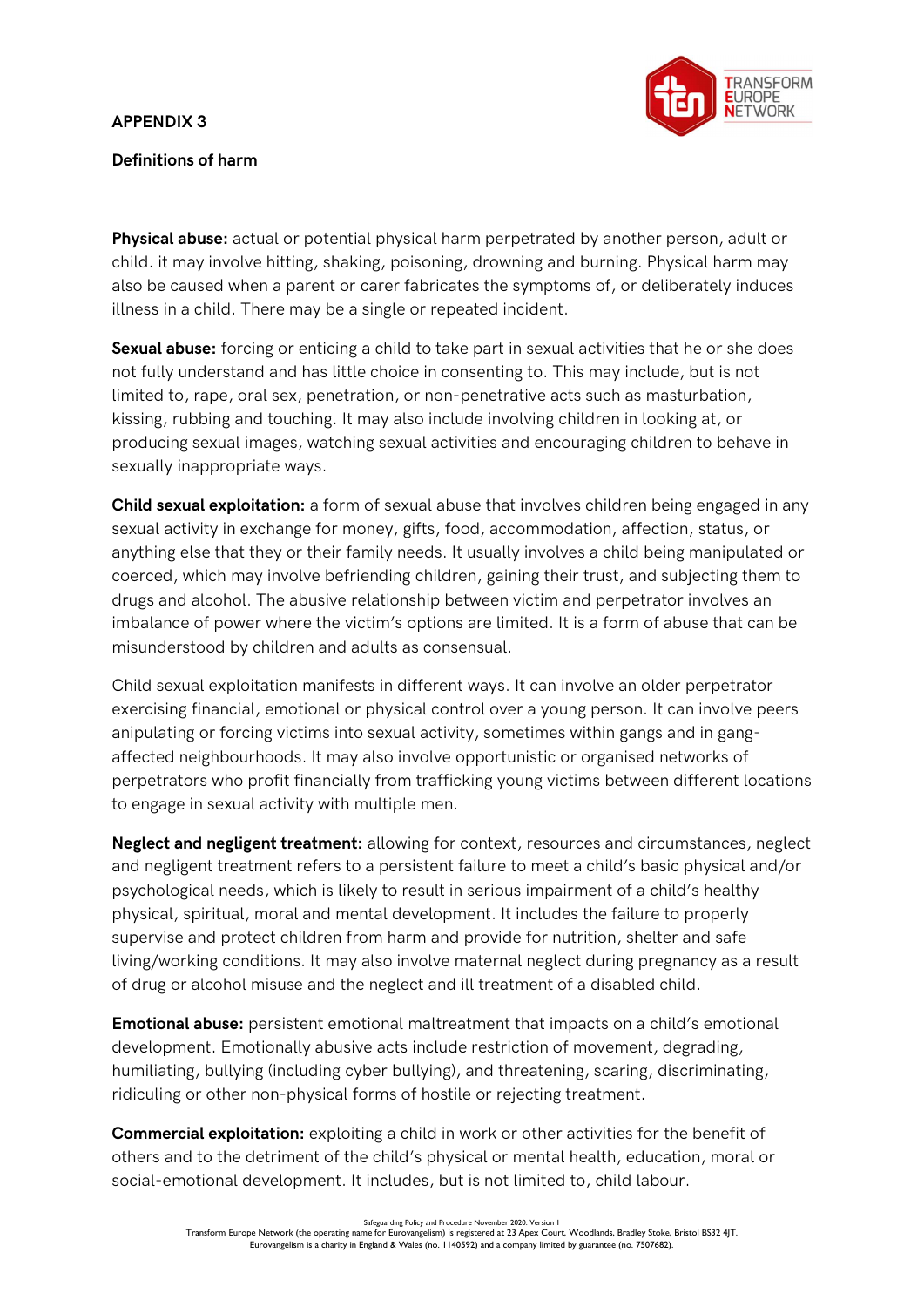**APPENDIX 3**

**Definitions of harm**

**Physical abuse:** actual or potential physical harm perpetrated by another person, adult or child. it may involve hitting, shaking, poisoning, drowning and burning. Physical harm may also be caused when a parent or carer fabricates the symptoms of, or deliberately induces illness in a child. There may be a single or repeated incident.

**Sexual abuse:** forcing or enticing a child to take part in sexual activities that he or she does not fully understand and has little choice in consenting to. This may include, but is not limited to, rape, oral sex, penetration, or non-penetrative acts such as masturbation, kissing, rubbing and touching. It may also include involving children in looking at, or producing sexual images, watching sexual activities and encouraging children to behave in sexually inappropriate ways.

**Child sexual exploitation:** a form of sexual abuse that involves children being engaged in any sexual activity in exchange for money, gifts, food, accommodation, affection, status, or anything else that they or their family needs. It usually involves a child being manipulated or coerced, which may involve befriending children, gaining their trust, and subjecting them to drugs and alcohol. The abusive relationship between victim and perpetrator involves an imbalance of power where the victim's options are limited. It is a form of abuse that can be misunderstood by children and adults as consensual.

Child sexual exploitation manifests in different ways. It can involve an older perpetrator exercising financial, emotional or physical control over a young person. It can involve peers anipulating or forcing victims into sexual activity, sometimes within gangs and in gang-affected neighbourhoods. It may also involve opportunistic or organised networks of perpetrators who profit financially from trafficking young victims between different locations to engage in sexual activity with multiple men.

**Neglect and negligent treatment:** allowing for context, resources and circumstances, neglect and negligent treatment refers to a persistent failure to meet a child's basic physical and/or psychological needs, which is likely to result in serious impairment of a child's healthy physical, spiritual, moral and mental development. It includes the failure to properly supervise and protect children from harm and provide for nutrition, shelter and safe living/working conditions. It may also involve maternal neglect during pregnancy as a result of drug or alcohol misuse and the neglect and ill treatment of a disabled child.

**Emotional abuse:** persistent emotional maltreatment that impacts on a child's emotional development. Emotionally abusive acts include restriction of movement, degrading, humiliating, bullying (including cyber bullying), and threatening, scaring, discriminating, ridiculing or other non-physical forms of hostile or rejecting treatment.

**Commercial exploitation:** exploiting a child in work or other activities for the benefit of others and to the detriment of the child's physical or mental health, education, moral or social-emotional development. It includes, but is not limited to, child labour.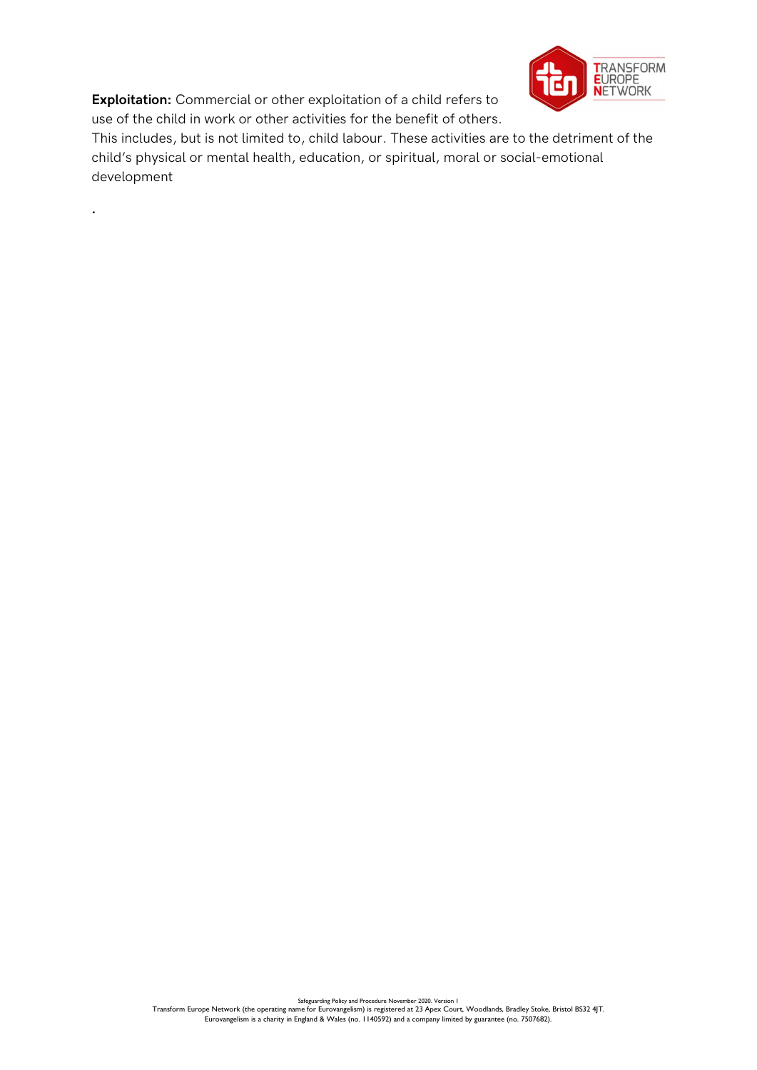**Exploitation:** Commercial or other exploitation of a child refers to use of the child in work or other activities for the benefit of others. This includes, but is not limited to, child labour. These activities are to the detriment of the child's physical or mental health, education, or spiritual, moral or social-emotional development

.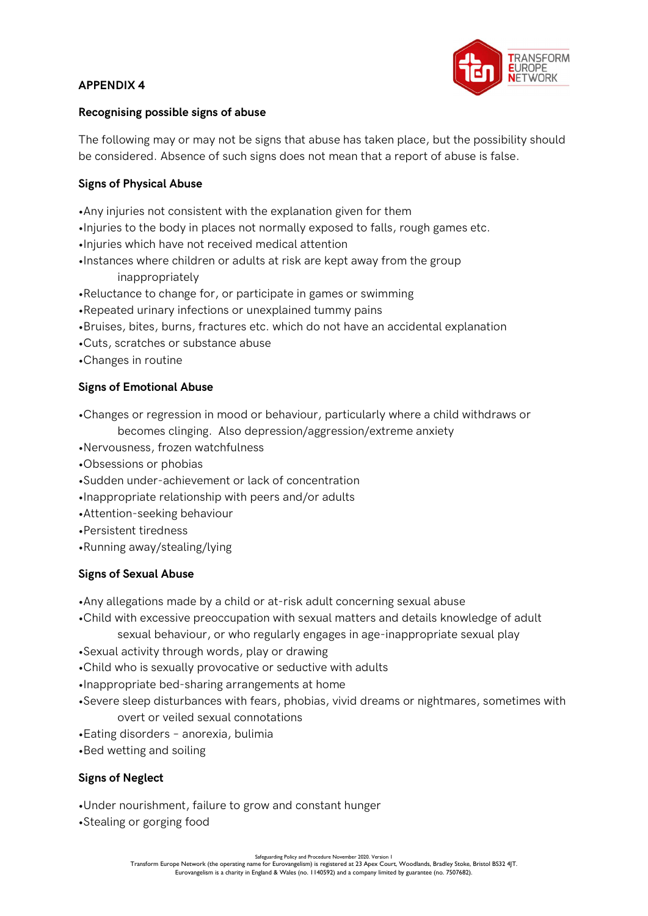**APPENDIX 4**

**Recognising possible signs of abuse**

The following may or may not be signs that abuse has taken place, but the possibility should be considered. Absence of such signs does not mean that a report of abuse is false.

**Signs of Physical Abuse**

- Any injuries not consistent with the explanation given for them
- Injuries to the body in places not normally exposed to falls, rough games etc.
- Injuries which have not received medical attention
- Instances where children or adults at risk are kept away from the group inappropriately
- Reluctance to change for, or participate in games or swimming
- Repeated urinary infections or unexplained tummy pains
- Bruises, bites, burns, fractures etc. which do not have an accidental explanation
- Cuts, scratches or substance abuse
- Changes in routine

**Signs of Emotional Abuse**

- Changes or regression in mood or behaviour, particularly where a child withdraws or becomes clinging. Also depression/aggression/extreme anxiety
- Nervousness, frozen watchfulness
- Obsessions or phobias
- Sudden under-achievement or lack of concentration
- Inappropriate relationship with peers and/or adults
- Attention-seeking behaviour
- Persistent tiredness
- Running away/stealing/lying

**Signs of Sexual Abuse**

- Any allegations made by a child or at-risk adult concerning sexual abuse
- Child with excessive preoccupation with sexual matters and details knowledge of adult sexual behaviour, or who regularly engages in age-inappropriate sexual play
- Sexual activity through words, play or drawing
- Child who is sexually provocative or seductive with adults
- Inappropriate bed-sharing arrangements at home
- Severe sleep disturbances with fears, phobias, vivid dreams or nightmares, sometimes with overt or veiled sexual connotations
- Eating disorders – anorexia, bulimia
- Bed wetting and soiling

**Signs of Neglect**

- Under nourishment, failure to grow and constant hunger
- Stealing or gorging food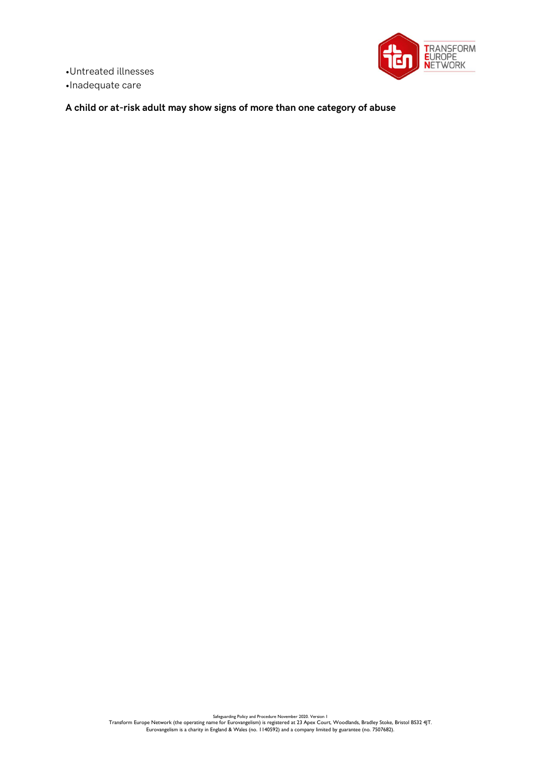- Untreated illnesses
- Inadequate care

**A child or at-risk adult may show signs of more than one category of abuse**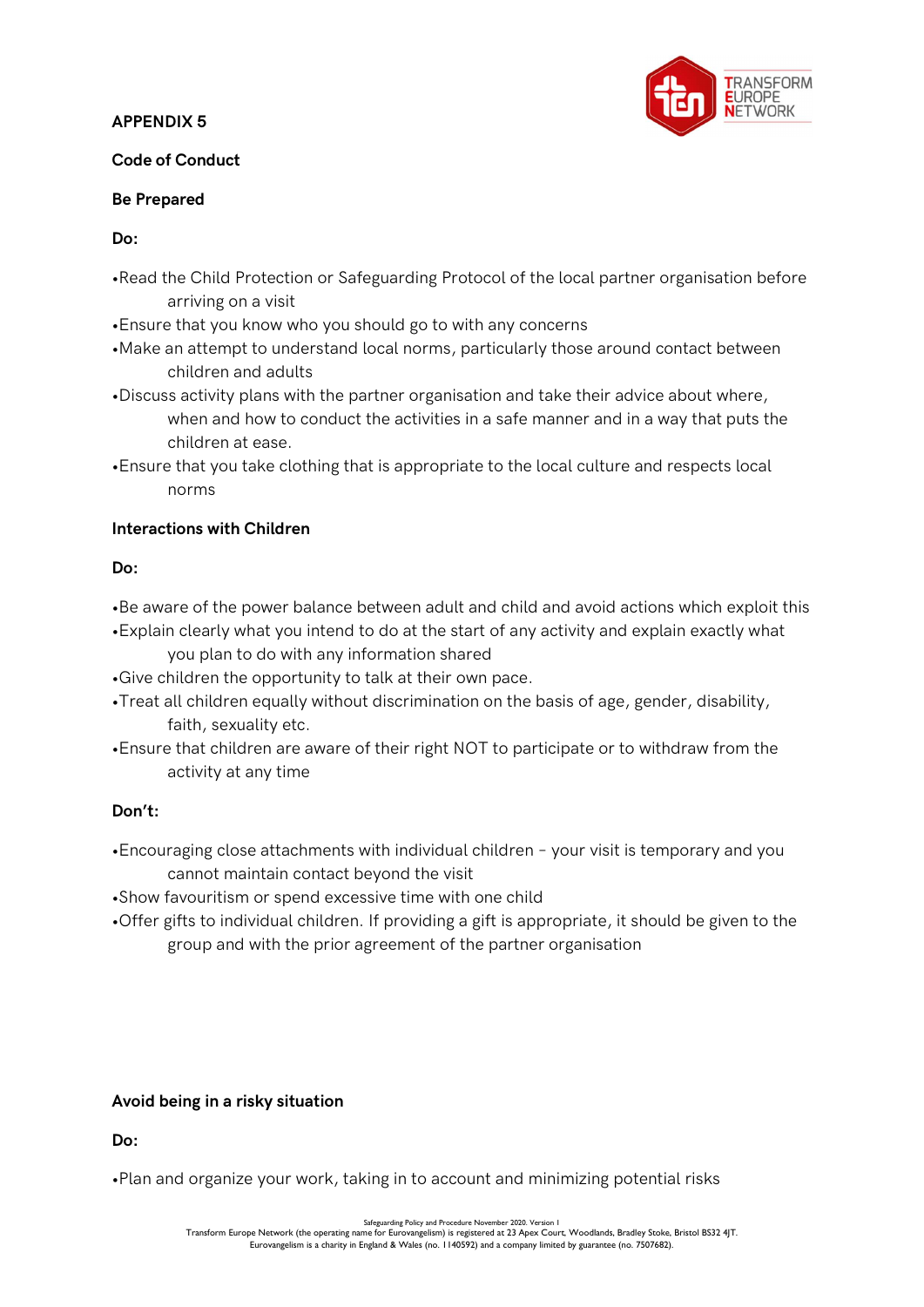**APPENDIX 5**

**Code of Conduct**

**Be Prepared**

**Do:**

- Read the Child Protection or Safeguarding Protocol of the local partner organisation before arriving on a visit
- Ensure that you know who you should go to with any concerns
- Make an attempt to understand local norms, particularly those around contact between children and adults
- Discuss activity plans with the partner organisation and take their advice about where, when and how to conduct the activities in a safe manner and in a way that puts the children at ease.
- Ensure that you take clothing that is appropriate to the local culture and respects local norms

**Interactions with Children**

**Do:**

- Be aware of the power balance between adult and child and avoid actions which exploit this
- Explain clearly what you intend to do at the start of any activity and explain exactly what you plan to do with any information shared
- Give children the opportunity to talk at their own pace.
- Treat all children equally without discrimination on the basis of age, gender, disability, faith, sexuality etc.
- Ensure that children are aware of their right NOT to participate or to withdraw from the activity at any time

**Don't:**

- Encouraging close attachments with individual children – your visit is temporary and you cannot maintain contact beyond the visit
- Show favouritism or spend excessive time with one child
- Offer gifts to individual children. If providing a gift is appropriate, it should be given to the group and with the prior agreement of the partner organisation

**Avoid being in a risky situation**

**Do:**

- Plan and organize your work, taking in to account and minimizing potential risks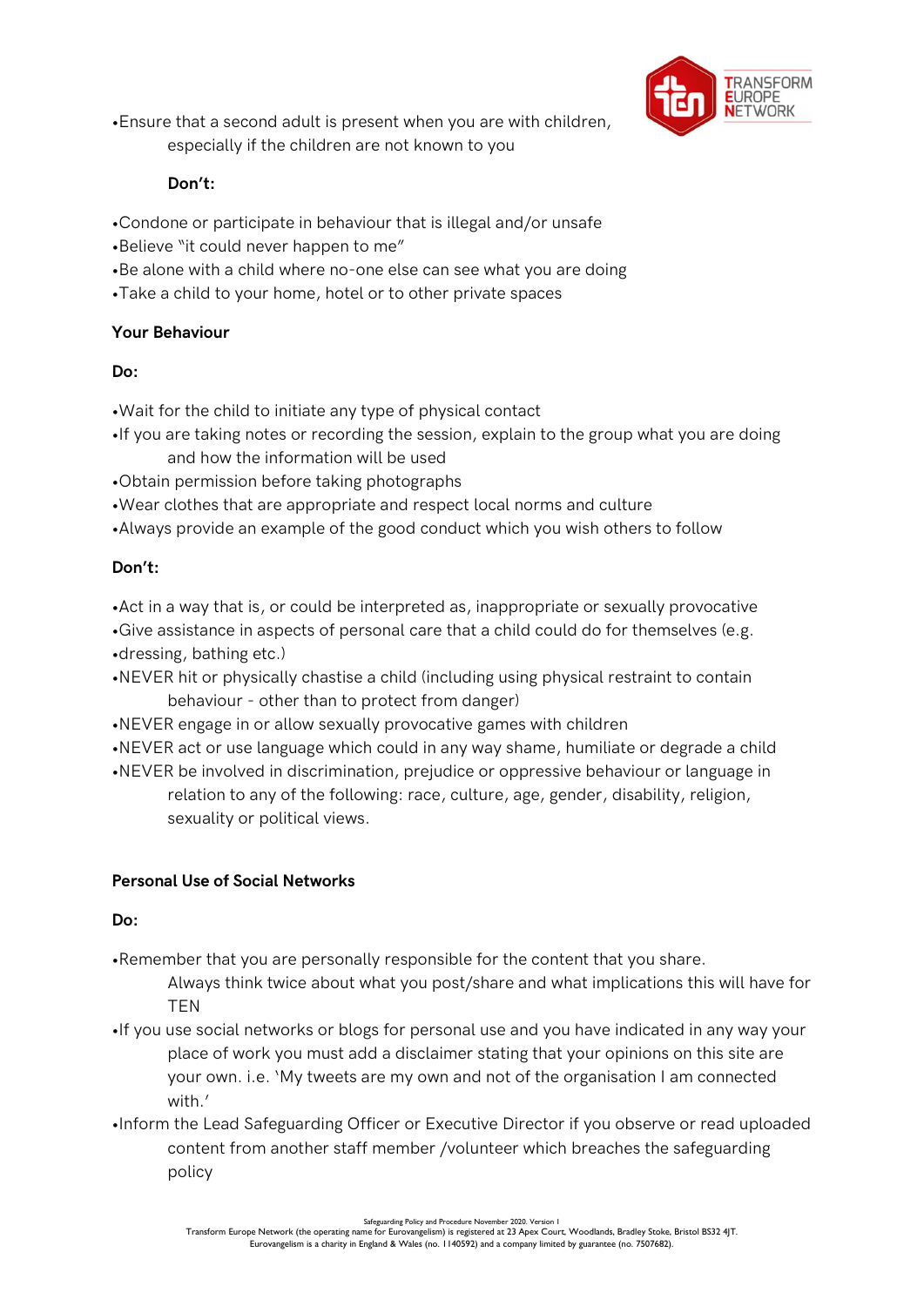- Ensure that a second adult is present when you are with children, especially if the children are not known to you

**Don't:**

- Condone or participate in behaviour that is illegal and/or unsafe
- Believe "it could never happen to me"
- Be alone with a child where no-one else can see what you are doing
- Take a child to your home, hotel or to other private spaces

**Your Behaviour**

**Do:**

- Wait for the child to initiate any type of physical contact
- If you are taking notes or recording the session, explain to the group what you are doing and how the information will be used
- Obtain permission before taking photographs
- Wear clothes that are appropriate and respect local norms and culture
- Always provide an example of the good conduct which you wish others to follow

**Don't:**

- Act in a way that is, or could be interpreted as, inappropriate or sexually provocative
- Give assistance in aspects of personal care that a child could do for themselves (e.g.
- dressing, bathing etc.)
- NEVER hit or physically chastise a child (including using physical restraint to contain behaviour - other than to protect from danger)
- NEVER engage in or allow sexually provocative games with children
- NEVER act or use language which could in any way shame, humiliate or degrade a child
- NEVER be involved in discrimination, prejudice or oppressive behaviour or language in relation to any of the following: race, culture, age, gender, disability, religion, sexuality or political views.

**Personal Use of Social Networks**

**Do:**

- Remember that you are personally responsible for the content that you share. Always think twice about what you post/share and what implications this will have for TEN
- If you use social networks or blogs for personal use and you have indicated in any way your place of work you must add a disclaimer stating that your opinions on this site are your own. i.e. 'My tweets are my own and not of the organisation I am connected with.'
- Inform the Lead Safeguarding Officer or Executive Director if you observe or read uploaded content from another staff member /volunteer which breaches the safeguarding policy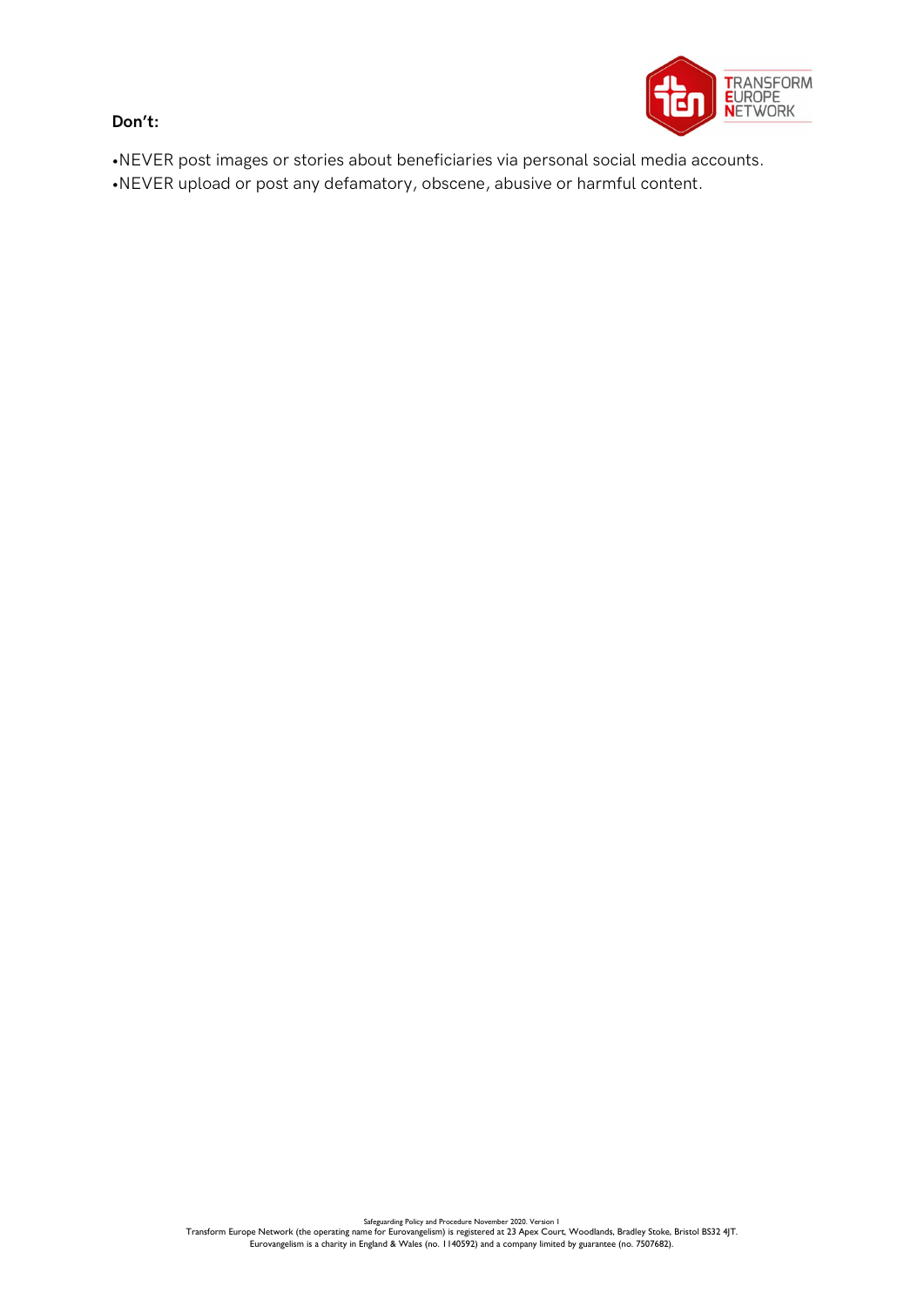**Don't:**

- NEVER post images or stories about beneficiaries via personal social media accounts.
- NEVER upload or post any defamatory, obscene, abusive or harmful content.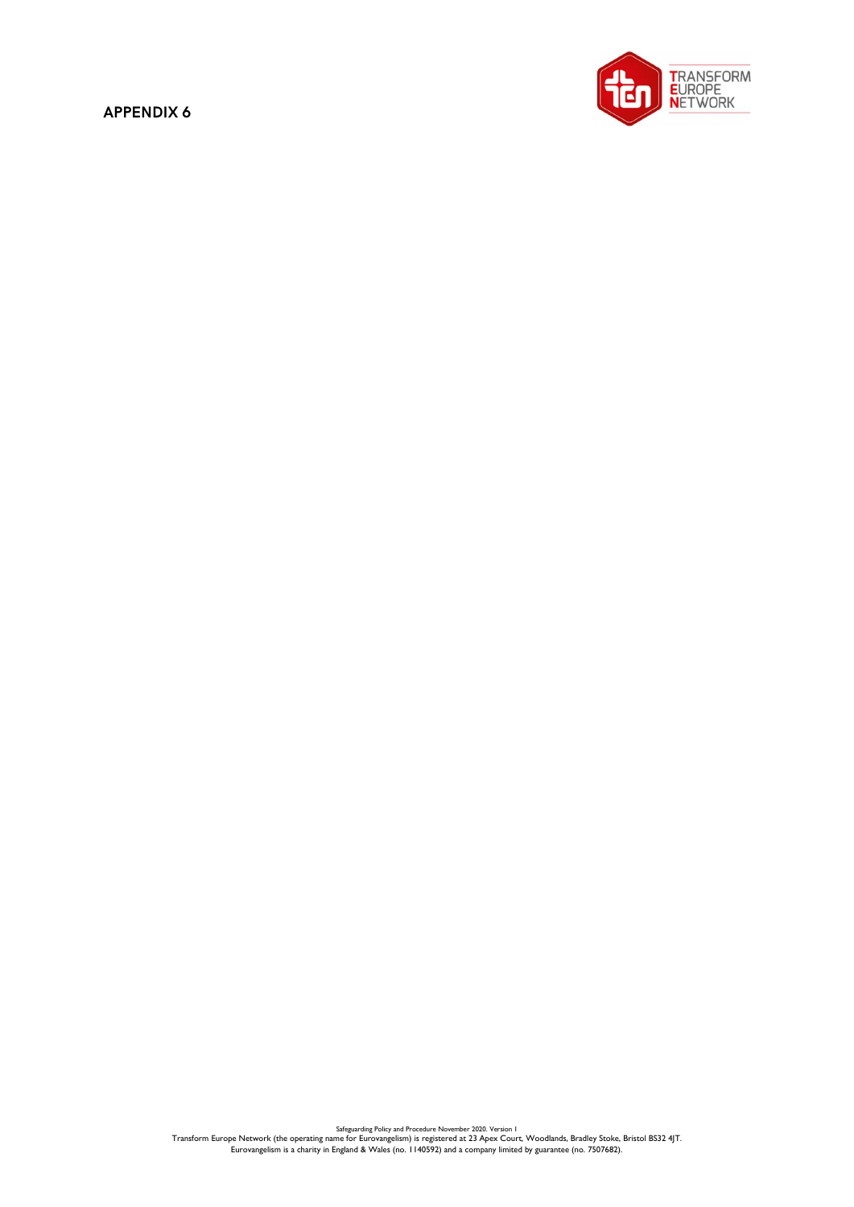## APPENDIX 6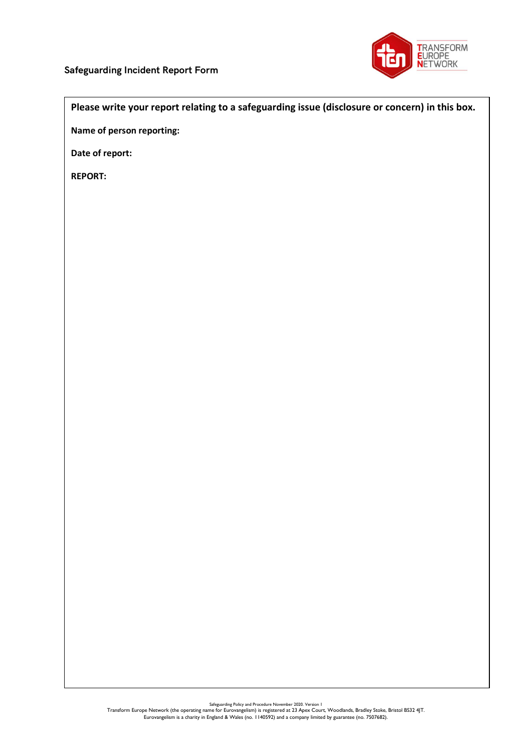## Safeguarding Incident Report Form

**Please write your report relating to a safeguarding issue (disclosure or concern) in this box.**

**Name of person reporting:**

**Date of report:**

**REPORT:**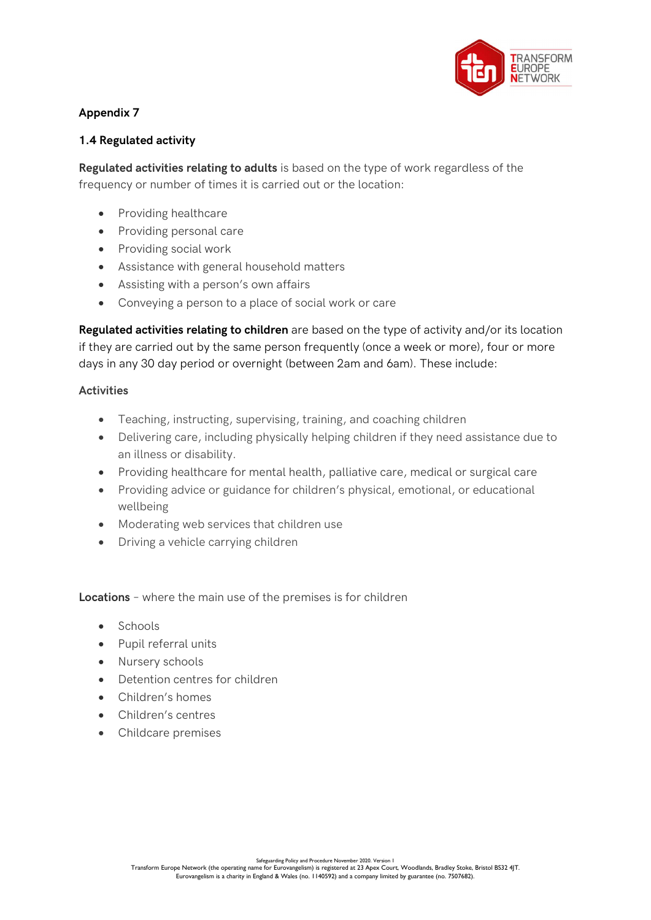## Appendix 7

### 1.4 Regulated activity

**Regulated activities relating to adults** is based on the type of work regardless of the frequency or number of times it is carried out or the location:

- Providing healthcare
- Providing personal care
- Providing social work
- Assistance with general household matters
- Assisting with a person's own affairs
- Conveying a person to a place of social work or care

**Regulated activities relating to children** are based on the type of activity and/or its location if they are carried out by the same person frequently (once a week or more), four or more days in any 30 day period or overnight (between 2am and 6am). These include:

**Activities**

- Teaching, instructing, supervising, training, and coaching children
- Delivering care, including physically helping children if they need assistance due to an illness or disability.
- Providing healthcare for mental health, palliative care, medical or surgical care
- Providing advice or guidance for children's physical, emotional, or educational wellbeing
- Moderating web services that children use
- Driving a vehicle carrying children

**Locations** – where the main use of the premises is for children

- Schools
- Pupil referral units
- Nursery schools
- Detention centres for children
- Children's homes
- Children's centres
- Childcare premises